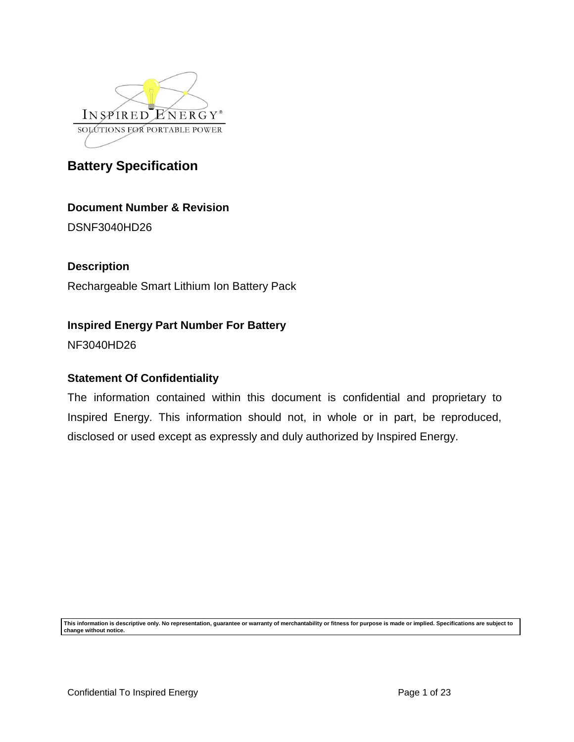INSPIRED ENERGY®
SOLUTIONS FOR PORTABLE POWER

# Battery Specification

### Document Number & Revision

DSNF3040HD26

### Description

Rechargeable Smart Lithium Ion Battery Pack

### Inspired Energy Part Number For Battery

NF3040HD26

### Statement Of Confidentiality

The information contained within this document is confidential and proprietary to Inspired Energy. This information should not, in whole or in part, be reproduced, disclosed or used except as expressly and duly authorized by Inspired Energy.

**This information is descriptive only. No representation, guarantee or warranty of merchantability or fitness for purpose is made or implied. Specifications are subject to change without notice.**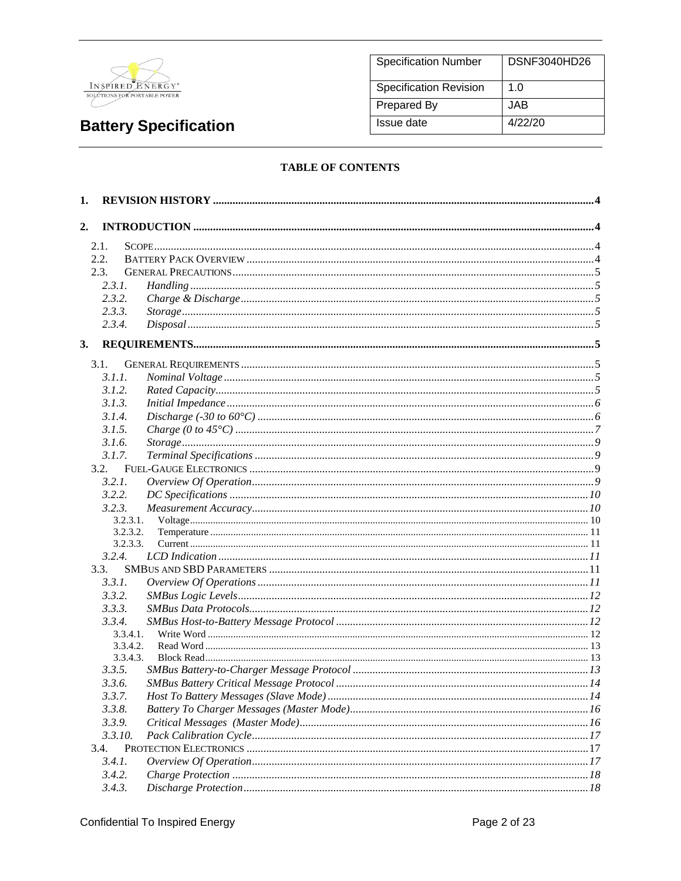| Specification Number | DSNF3040HD26 |
|---|---|
| Specification Revision | 1.0 |
| Prepared By | JAB |
| Issue date | 4/22/20 |

# Battery Specification

**TABLE OF CONTENTS**

**1. REVISION HISTORY ..... 4**

**2. INTRODUCTION ..... 4**

- 2.1. SCOPE ..... 4
- 2.2. BATTERY PACK OVERVIEW ..... 4
- 2.3. GENERAL PRECAUTIONS ..... 5
  - *2.3.1. Handling ..... 5*
  - *2.3.2. Charge & Discharge ..... 5*
  - *2.3.3. Storage ..... 5*
  - *2.3.4. Disposal ..... 5*

**3. REQUIREMENTS ..... 5**

- 3.1. GENERAL REQUIREMENTS ..... 5
  - *3.1.1. Nominal Voltage ..... 5*
  - *3.1.2. Rated Capacity ..... 5*
  - *3.1.3. Initial Impedance ..... 6*
  - *3.1.4. Discharge (-30 to 60°C) ..... 6*
  - *3.1.5. Charge (0 to 45°C) ..... 7*
  - *3.1.6. Storage ..... 9*
  - *3.1.7. Terminal Specifications ..... 9*
- 3.2. FUEL-GAUGE ELECTRONICS ..... 9
  - *3.2.1. Overview Of Operation ..... 9*
  - *3.2.2. DC Specifications ..... 10*
  - *3.2.3. Measurement Accuracy ..... 10*
    - 3.2.3.1. Voltage ..... 10
    - 3.2.3.2. Temperature ..... 11
    - 3.2.3.3. Current ..... 11
  - *3.2.4. LCD Indication ..... 11*
- 3.3. SMBUS AND SBD PARAMETERS ..... 11
  - *3.3.1. Overview Of Operations ..... 11*
  - *3.3.2. SMBus Logic Levels ..... 12*
  - *3.3.3. SMBus Data Protocols ..... 12*
  - *3.3.4. SMBus Host-to-Battery Message Protocol ..... 12*
    - 3.3.4.1. Write Word ..... 12
    - 3.3.4.2. Read Word ..... 13
    - 3.3.4.3. Block Read ..... 13
  - *3.3.5. SMBus Battery-to-Charger Message Protocol ..... 13*
  - *3.3.6. SMBus Battery Critical Message Protocol ..... 14*
  - *3.3.7. Host To Battery Messages (Slave Mode) ..... 14*
  - *3.3.8. Battery To Charger Messages (Master Mode) ..... 16*
  - *3.3.9. Critical Messages (Master Mode) ..... 16*
  - *3.3.10. Pack Calibration Cycle ..... 17*
- 3.4. PROTECTION ELECTRONICS ..... 17
  - *3.4.1. Overview Of Operation ..... 17*
  - *3.4.2. Charge Protection ..... 18*
  - *3.4.3. Discharge Protection ..... 18*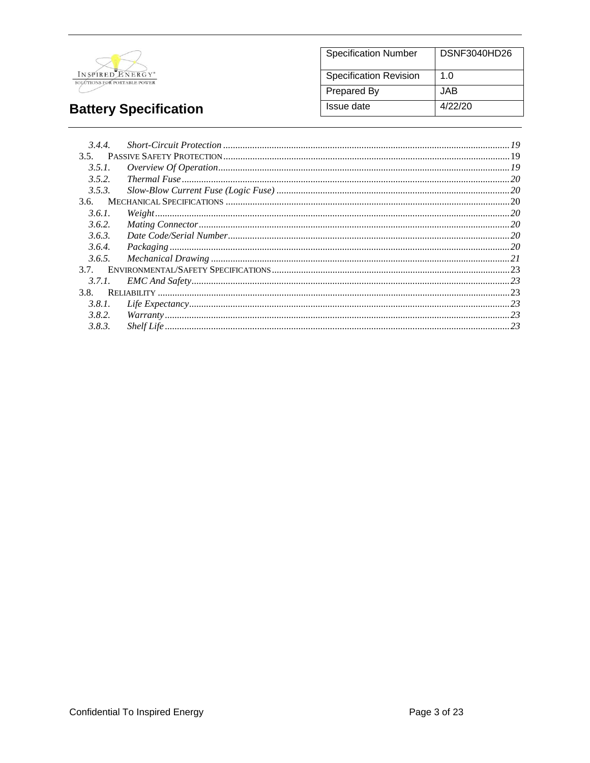3.4.4. *Short-Circuit Protection* ..... 19
3.5. PASSIVE SAFETY PROTECTION ..... 19
3.5.1. *Overview Of Operation* ..... 19
3.5.2. *Thermal Fuse* ..... 20
3.5.3. *Slow-Blow Current Fuse (Logic Fuse)* ..... 20
3.6. MECHANICAL SPECIFICATIONS ..... 20
3.6.1. *Weight* ..... 20
3.6.2. *Mating Connector* ..... 20
3.6.3. *Date Code/Serial Number* ..... 20
3.6.4. *Packaging* ..... 20
3.6.5. *Mechanical Drawing* ..... 21
3.7. ENVIRONMENTAL/SAFETY SPECIFICATIONS ..... 23
3.7.1. *EMC And Safety* ..... 23
3.8. RELIABILITY ..... 23
3.8.1. *Life Expectancy* ..... 23
3.8.2. *Warranty* ..... 23
3.8.3. *Shelf Life* ..... 23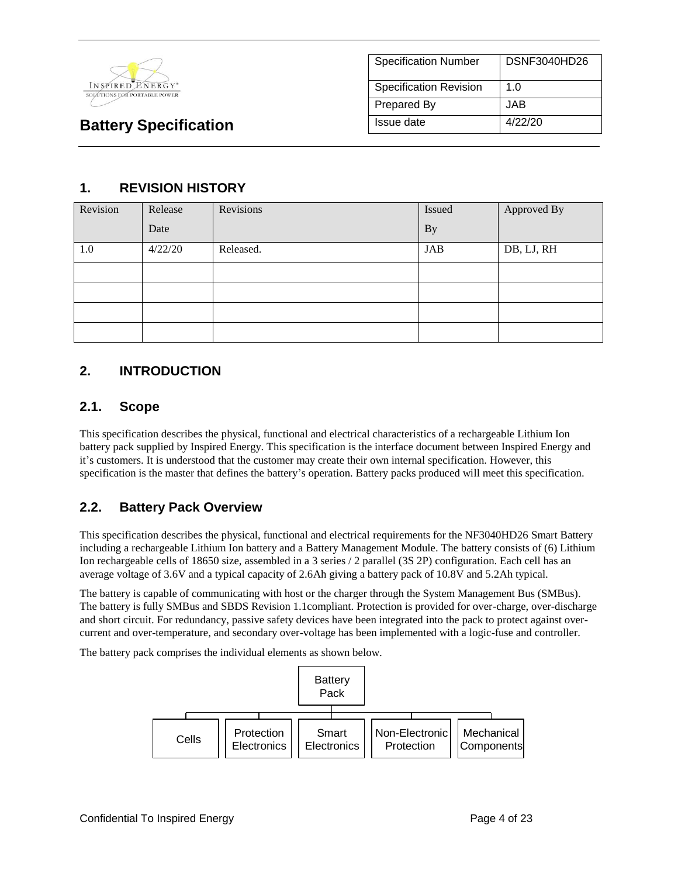**Battery Specification**

| Specification Number | DSNF3040HD26 |
|---|---|
| Specification Revision | 1.0 |
| Prepared By | JAB |
| Issue date | 4/22/20 |

## 1. REVISION HISTORY

| Revision | Release Date | Revisions | Issued By | Approved By |
|---|---|---|---|---|
| 1.0 | 4/22/20 | Released. | JAB | DB, LJ, RH |
| | | | | |
| | | | | |
| | | | | |
| | | | | |

## 2. INTRODUCTION

### 2.1. Scope

This specification describes the physical, functional and electrical characteristics of a rechargeable Lithium Ion battery pack supplied by Inspired Energy. This specification is the interface document between Inspired Energy and it's customers. It is understood that the customer may create their own internal specification. However, this specification is the master that defines the battery's operation. Battery packs produced will meet this specification.

### 2.2. Battery Pack Overview

This specification describes the physical, functional and electrical requirements for the NF3040HD26 Smart Battery including a rechargeable Lithium Ion battery and a Battery Management Module. The battery consists of (6) Lithium Ion rechargeable cells of 18650 size, assembled in a 3 series / 2 parallel (3S 2P) configuration. Each cell has an average voltage of 3.6V and a typical capacity of 2.6Ah giving a battery pack of 10.8V and 5.2Ah typical.

The battery is capable of communicating with host or the charger through the System Management Bus (SMBus). The battery is fully SMBus and SBDS Revision 1.1compliant. Protection is provided for over-charge, over-discharge and short circuit. For redundancy, passive safety devices have been integrated into the pack to protect against over-current and over-temperature, and secondary over-voltage has been implemented with a logic-fuse and controller.

The battery pack comprises the individual elements as shown below.

- Battery Pack
  - Cells
  - Protection Electronics
  - Smart Electronics
  - Non-Electronic Protection
  - Mechanical Components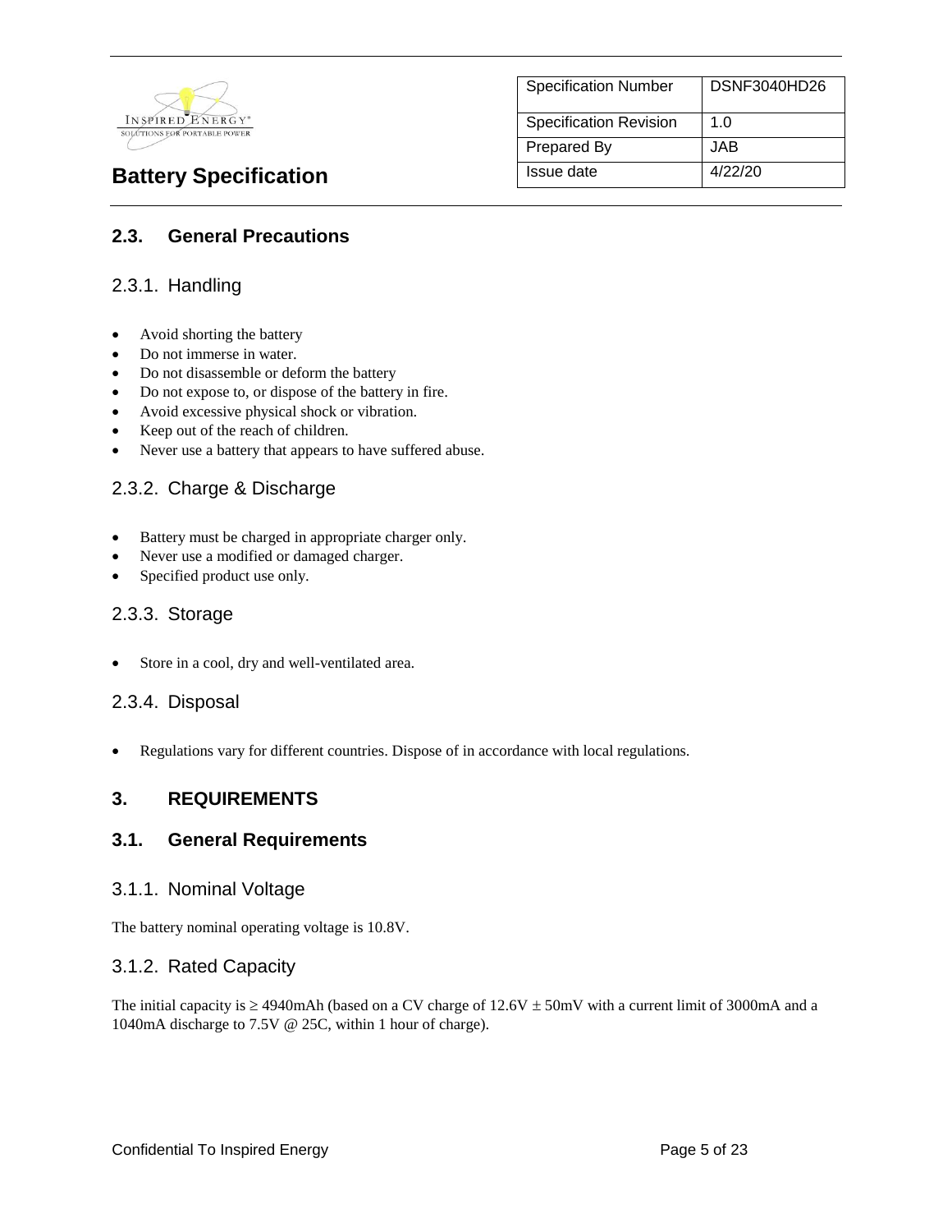## 2.3. General Precautions

### 2.3.1. Handling

- Avoid shorting the battery
- Do not immerse in water.
- Do not disassemble or deform the battery
- Do not expose to, or dispose of the battery in fire.
- Avoid excessive physical shock or vibration.
- Keep out of the reach of children.
- Never use a battery that appears to have suffered abuse.

### 2.3.2. Charge & Discharge

- Battery must be charged in appropriate charger only.
- Never use a modified or damaged charger.
- Specified product use only.

### 2.3.3. Storage

- Store in a cool, dry and well-ventilated area.

### 2.3.4. Disposal

- Regulations vary for different countries. Dispose of in accordance with local regulations.

# 3. REQUIREMENTS

## 3.1. General Requirements

### 3.1.1. Nominal Voltage

The battery nominal operating voltage is 10.8V.

### 3.1.2. Rated Capacity

The initial capacity is ≥ 4940mAh (based on a CV charge of 12.6V ± 50mV with a current limit of 3000mA and a 1040mA discharge to 7.5V @ 25C, within 1 hour of charge).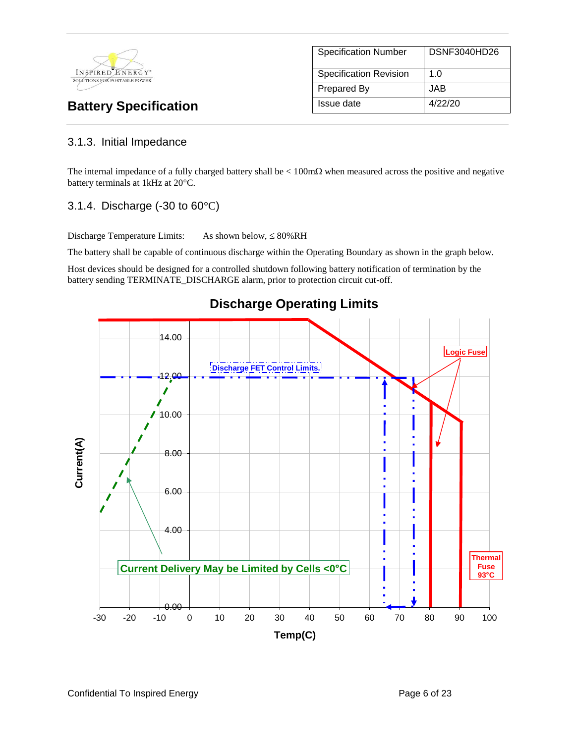### 3.1.3. Initial Impedance

The internal impedance of a fully charged battery shall be < 100mΩ when measured across the positive and negative battery terminals at 1kHz at 20°C.

### 3.1.4. Discharge (-30 to 60°C)

Discharge Temperature Limits: As shown below, ≤ 80%RH

The battery shall be capable of continuous discharge within the Operating Boundary as shown in the graph below.

Host devices should be designed for a controlled shutdown following battery notification of termination by the battery sending TERMINATE_DISCHARGE alarm, prior to protection circuit cut-off.

**Discharge Operating Limits**

Current(A)

Discharge FET Control Limits.

Logic Fuse

Thermal Fuse 93°C

Current Delivery May be Limited by Cells <0°C

Temp(C)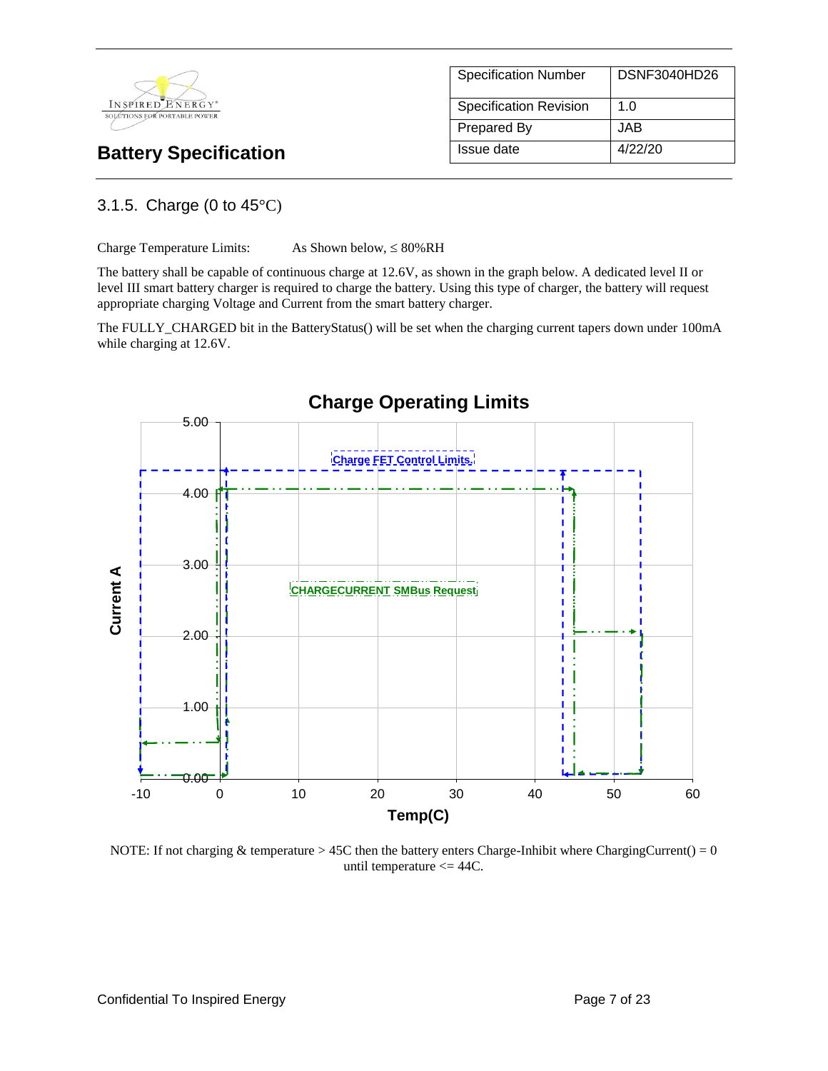| Specification Number | DSNF3040HD26 |
| --- | --- |
| Specification Revision | 1.0 |
| Prepared By | JAB |
| Issue date | 4/22/20 |

# Battery Specification

### 3.1.5. Charge (0 to 45°C)

Charge Temperature Limits: As Shown below, ≤ 80%RH

The battery shall be capable of continuous charge at 12.6V, as shown in the graph below. A dedicated level II or level III smart battery charger is required to charge the battery. Using this type of charger, the battery will request appropriate charging Voltage and Current from the smart battery charger.

The FULLY_CHARGED bit in the BatteryStatus() will be set when the charging current tapers down under 100mA while charging at 12.6V.

**Charge Operating Limits**

Charge FET Control Limits

CHARGECURRENT SMBus Request

Current A: 0.00, 1.00, 2.00, 3.00, 4.00, 5.00

Temp(C): -10, 0, 10, 20, 30, 40, 50, 60

NOTE: If not charging & temperature > 45C then the battery enters Charge-Inhibit where ChargingCurrent() = 0 until temperature <= 44C.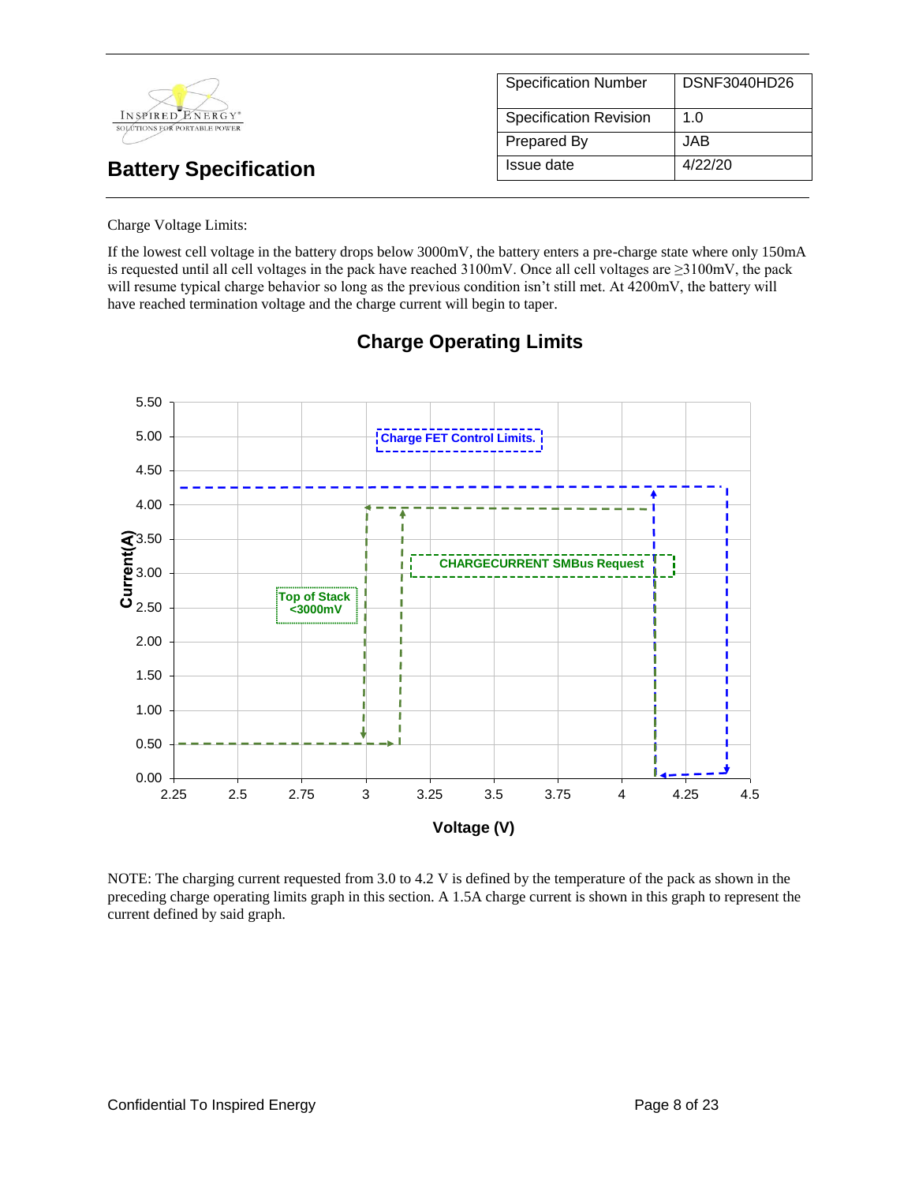| Specification Number | DSNF3040HD26 |
| --- | --- |
| Specification Revision | 1.0 |
| Prepared By | JAB |
| Issue date | 4/22/20 |

# Battery Specification

Charge Voltage Limits:

If the lowest cell voltage in the battery drops below 3000mV, the battery enters a pre-charge state where only 150mA is requested until all cell voltages in the pack have reached 3100mV. Once all cell voltages are ≥3100mV, the pack will resume typical charge behavior so long as the previous condition isn't still met. At 4200mV, the battery will have reached termination voltage and the charge current will begin to taper.

## Charge Operating Limits

Current(A) vs. Voltage (V)

Charge FET Control Limits.

CHARGECURRENT SMBus Request

Top of Stack <3000mV

NOTE: The charging current requested from 3.0 to 4.2 V is defined by the temperature of the pack as shown in the preceding charge operating limits graph in this section. A 1.5A charge current is shown in this graph to represent the current defined by said graph.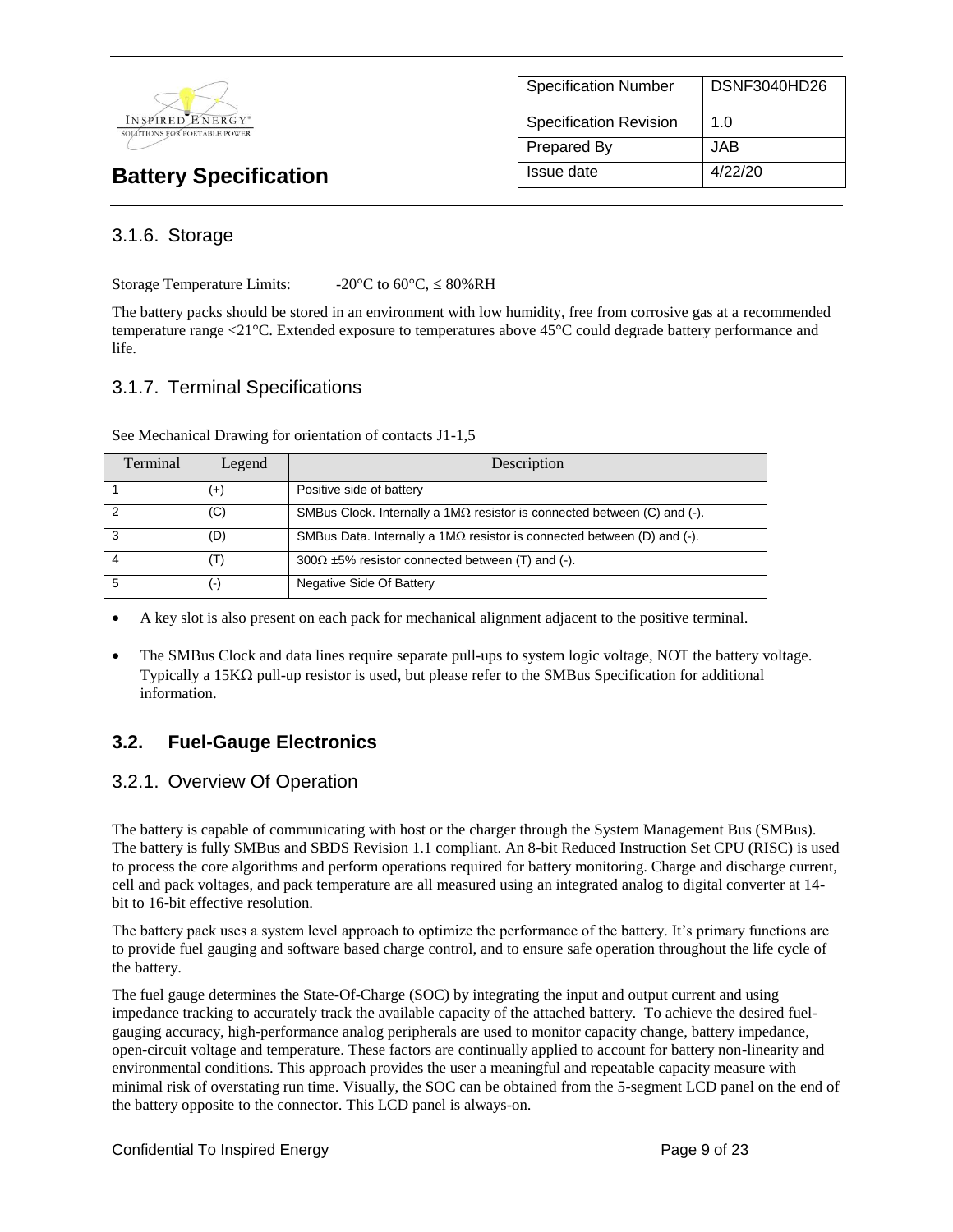### 3.1.6. Storage

Storage Temperature Limits: -20°C to 60°C, ≤ 80%RH

The battery packs should be stored in an environment with low humidity, free from corrosive gas at a recommended temperature range <21°C. Extended exposure to temperatures above 45°C could degrade battery performance and life.

### 3.1.7. Terminal Specifications

See Mechanical Drawing for orientation of contacts J1-1,5

| Terminal | Legend | Description |
|---|---|---|
| 1 | (+) | Positive side of battery |
| 2 | (C) | SMBus Clock. Internally a 1MΩ resistor is connected between (C) and (-). |
| 3 | (D) | SMBus Data. Internally a 1MΩ resistor is connected between (D) and (-). |
| 4 | (T) | 300Ω ±5% resistor connected between (T) and (-). |
| 5 | (-) | Negative Side Of Battery |

- A key slot is also present on each pack for mechanical alignment adjacent to the positive terminal.
- The SMBus Clock and data lines require separate pull-ups to system logic voltage, NOT the battery voltage. Typically a 15KΩ pull-up resistor is used, but please refer to the SMBus Specification for additional information.

## 3.2. Fuel-Gauge Electronics

### 3.2.1. Overview Of Operation

The battery is capable of communicating with host or the charger through the System Management Bus (SMBus). The battery is fully SMBus and SBDS Revision 1.1 compliant. An 8-bit Reduced Instruction Set CPU (RISC) is used to process the core algorithms and perform operations required for battery monitoring. Charge and discharge current, cell and pack voltages, and pack temperature are all measured using an integrated analog to digital converter at 14-bit to 16-bit effective resolution.

The battery pack uses a system level approach to optimize the performance of the battery. It's primary functions are to provide fuel gauging and software based charge control, and to ensure safe operation throughout the life cycle of the battery.

The fuel gauge determines the State-Of-Charge (SOC) by integrating the input and output current and using impedance tracking to accurately track the available capacity of the attached battery. To achieve the desired fuel-gauging accuracy, high-performance analog peripherals are used to monitor capacity change, battery impedance, open-circuit voltage and temperature. These factors are continually applied to account for battery non-linearity and environmental conditions. This approach provides the user a meaningful and repeatable capacity measure with minimal risk of overstating run time. Visually, the SOC can be obtained from the 5-segment LCD panel on the end of the battery opposite to the connector. This LCD panel is always-on.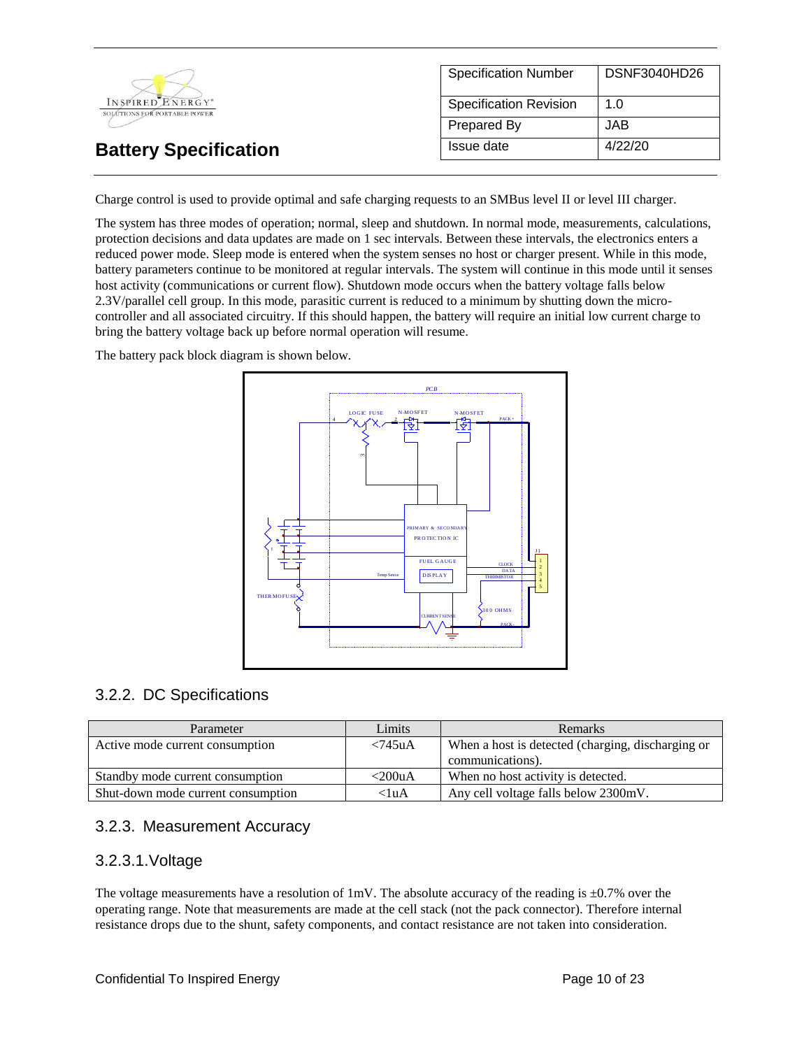Charge control is used to provide optimal and safe charging requests to an SMBus level II or level III charger.

The system has three modes of operation; normal, sleep and shutdown. In normal mode, measurements, calculations, protection decisions and data updates are made on 1 sec intervals. Between these intervals, the electronics enters a reduced power mode. Sleep mode is entered when the system senses no host or charger present. While in this mode, battery parameters continue to be monitored at regular intervals. The system will continue in this mode until it senses host activity (communications or current flow). Shutdown mode occurs when the battery voltage falls below 2.3V/parallel cell group. In this mode, parasitic current is reduced to a minimum by shutting down the micro-controller and all associated circuitry. If this should happen, the battery will require an initial low current charge to bring the battery voltage back up before normal operation will resume.

The battery pack block diagram is shown below.

## 3.2.2. DC Specifications

| Parameter | Limits | Remarks |
|---|---|---|
| Active mode current consumption | <745uA | When a host is detected (charging, discharging or communications). |
| Standby mode current consumption | <200uA | When no host activity is detected. |
| Shut-down mode current consumption | <1uA | Any cell voltage falls below 2300mV. |

## 3.2.3. Measurement Accuracy

### 3.2.3.1. Voltage

The voltage measurements have a resolution of 1mV. The absolute accuracy of the reading is ±0.7% over the operating range. Note that measurements are made at the cell stack (not the pack connector). Therefore internal resistance drops due to the shunt, safety components, and contact resistance are not taken into consideration.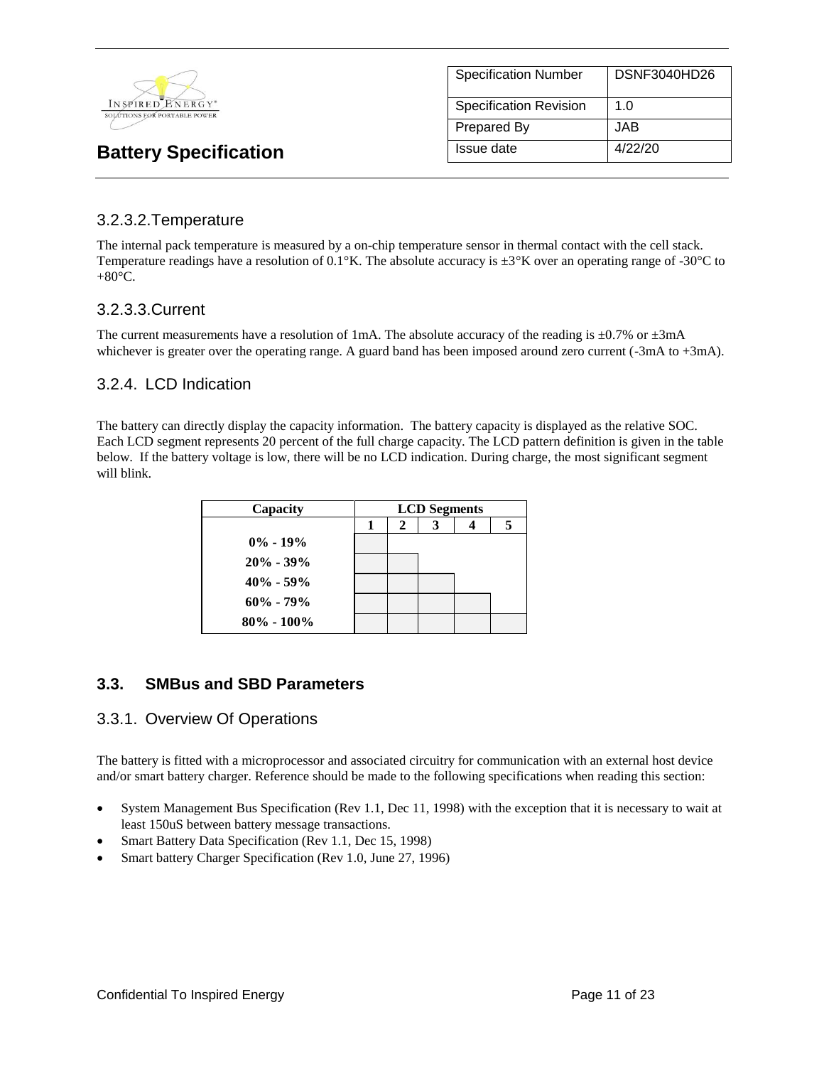### 3.2.3.2. Temperature

The internal pack temperature is measured by a on-chip temperature sensor in thermal contact with the cell stack. Temperature readings have a resolution of 0.1°K. The absolute accuracy is ±3°K over an operating range of -30°C to +80°C.

### 3.2.3.3. Current

The current measurements have a resolution of 1mA. The absolute accuracy of the reading is ±0.7% or ±3mA whichever is greater over the operating range. A guard band has been imposed around zero current (-3mA to +3mA).

### 3.2.4. LCD Indication

The battery can directly display the capacity information. The battery capacity is displayed as the relative SOC. Each LCD segment represents 20 percent of the full charge capacity. The LCD pattern definition is given in the table below. If the battery voltage is low, there will be no LCD indication. During charge, the most significant segment will blink.

| Capacity | LCD Segments | | | | |
|---|---|---|---|---|---|
| | 1 | 2 | 3 | 4 | 5 |
| 0% - 19% | ■ | | | | |
| 20% - 39% | ■ | ■ | | | |
| 40% - 59% | ■ | ■ | ■ | | |
| 60% - 79% | ■ | ■ | ■ | ■ | |
| 80% - 100% | ■ | ■ | ■ | ■ | ■ |

## 3.3. SMBus and SBD Parameters

### 3.3.1. Overview Of Operations

The battery is fitted with a microprocessor and associated circuitry for communication with an external host device and/or smart battery charger. Reference should be made to the following specifications when reading this section:

- System Management Bus Specification (Rev 1.1, Dec 11, 1998) with the exception that it is necessary to wait at least 150uS between battery message transactions.
- Smart Battery Data Specification (Rev 1.1, Dec 15, 1998)
- Smart battery Charger Specification (Rev 1.0, June 27, 1996)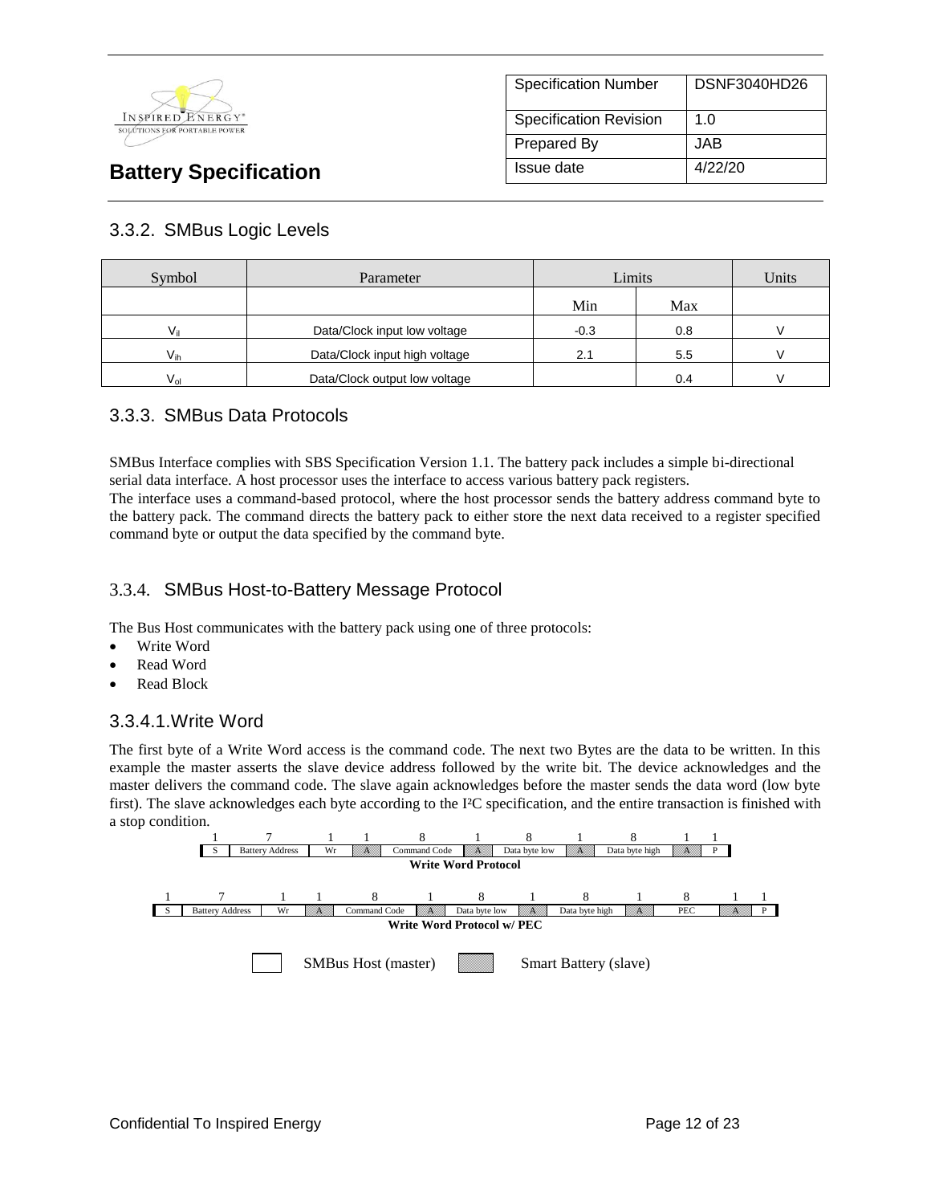## 3.3.2. SMBus Logic Levels

| Symbol | Parameter | Limits | | Units |
|---|---|---|---|---|
| | | Min | Max | |
| $V_{il}$ | Data/Clock input low voltage | -0.3 | 0.8 | V |
| $V_{ih}$ | Data/Clock input high voltage | 2.1 | 5.5 | V |
| $V_{ol}$ | Data/Clock output low voltage | | 0.4 | V |

## 3.3.3. SMBus Data Protocols

SMBus Interface complies with SBS Specification Version 1.1. The battery pack includes a simple bi-directional serial data interface. A host processor uses the interface to access various battery pack registers.
The interface uses a command-based protocol, where the host processor sends the battery address command byte to the battery pack. The command directs the battery pack to either store the next data received to a register specified command byte or output the data specified by the command byte.

## 3.3.4. SMBus Host-to-Battery Message Protocol

The Bus Host communicates with the battery pack using one of three protocols:

- Write Word
- Read Word
- Read Block

### 3.3.4.1. Write Word

The first byte of a Write Word access is the command code. The next two Bytes are the data to be written. In this example the master asserts the slave device address followed by the write bit. The device acknowledges and the master delivers the command code. The slave again acknowledges before the master sends the data word (low byte first). The slave acknowledges each byte according to the I²C specification, and the entire transaction is finished with a stop condition.

| 1 | 7 | 1 | 1 | 8 | 1 | 8 | 1 | 8 | 1 | 1 |
|---|---|---|---|---|---|---|---|---|---|---|
| S | Battery Address | Wr | A | Command Code | A | Data byte low | A | Data byte high | A | P |

**Write Word Protocol**

| 1 | 7 | 1 | 1 | 8 | 1 | 8 | 1 | 8 | 1 | 8 | 1 | 1 |
|---|---|---|---|---|---|---|---|---|---|---|---|---|
| S | Battery Address | Wr | A | Command Code | A | Data byte low | A | Data byte high | A | PEC | A | P |

**Write Word Protocol w/ PEC**

SMBus Host (master) &nbsp;&nbsp;&nbsp; Smart Battery (slave)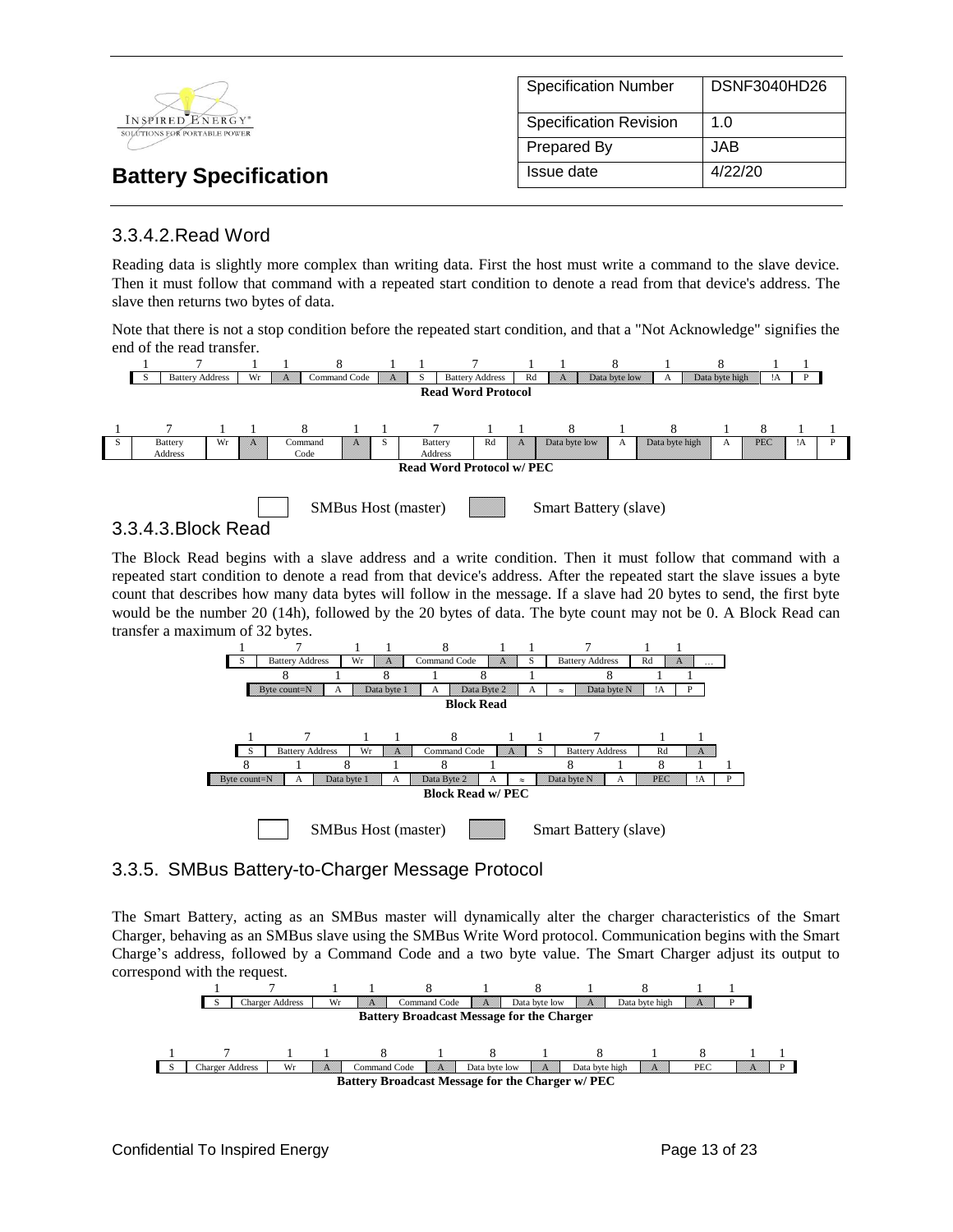### 3.3.4.2. Read Word

Reading data is slightly more complex than writing data. First the host must write a command to the slave device. Then it must follow that command with a repeated start condition to denote a read from that device's address. The slave then returns two bytes of data.

Note that there is not a stop condition before the repeated start condition, and that a "Not Acknowledge" signifies the end of the read transfer.

| 1 | 7 | 1 | 1 | 8 | 1 | 1 | 7 | 1 | 1 | 8 | 1 | 8 | 1 | 1 |
|---|---|---|---|---|---|---|---|---|---|---|---|---|---|---|
| S | Battery Address | Wr | A | Command Code | A | S | Battery Address | Rd | A | Data byte low | A | Data byte high | !A | P |

**Read Word Protocol**

| 1 | 7 | 1 | 1 | 8 | 1 | 1 | 7 | 1 | 1 | 8 | 1 | 8 | 1 | 8 | 1 | 1 |
|---|---|---|---|---|---|---|---|---|---|---|---|---|---|---|---|---|
| S | Battery Address | Wr | A | Command Code | A | S | Battery Address | Rd | A | Data byte low | A | Data byte high | A | PEC | !A | P |

**Read Word Protocol w/ PEC**

SMBus Host (master) &nbsp;&nbsp;&nbsp; Smart Battery (slave)

### 3.3.4.3. Block Read

The Block Read begins with a slave address and a write condition. Then it must follow that command with a repeated start condition to denote a read from that device's address. After the repeated start the slave issues a byte count that describes how many data bytes will follow in the message. If a slave had 20 bytes to send, the first byte would be the number 20 (14h), followed by the 20 bytes of data. The byte count may not be 0. A Block Read can transfer a maximum of 32 bytes.

| 1 | 7 | 1 | 1 | 8 | 1 | 1 | 7 | 1 | 1 | |
|---|---|---|---|---|---|---|---|---|---|---|
| S | Battery Address | Wr | A | Command Code | A | S | Battery Address | Rd | A | ... |

| 8 | 1 | 8 | 1 | 8 | 1 | | 8 | 1 | 1 |
|---|---|---|---|---|---|---|---|---|---|
| Byte count=N | A | Data byte 1 | A | Data Byte 2 | A | ≈ | Data byte N | !A | P |

**Block Read**

| 1 | 7 | 1 | 1 | 8 | 1 | 1 | 7 | 1 | 1 |
|---|---|---|---|---|---|---|---|---|---|
| S | Battery Address | Wr | A | Command Code | A | S | Battery Address | Rd | A |

| 8 | 1 | 8 | 1 | 8 | 1 | | 8 | 1 | 8 | 1 | 1 |
|---|---|---|---|---|---|---|---|---|---|---|---|
| Byte count=N | A | Data byte 1 | A | Data Byte 2 | A | ≈ | Data byte N | A | PEC | !A | P |

**Block Read w/ PEC**

SMBus Host (master) &nbsp;&nbsp;&nbsp; Smart Battery (slave)

### 3.3.5. SMBus Battery-to-Charger Message Protocol

The Smart Battery, acting as an SMBus master will dynamically alter the charger characteristics of the Smart Charger, behaving as an SMBus slave using the SMBus Write Word protocol. Communication begins with the Smart Charge's address, followed by a Command Code and a two byte value. The Smart Charger adjust its output to correspond with the request.

| 1 | 7 | 1 | 1 | 8 | 1 | 8 | 1 | 8 | 1 | 1 |
|---|---|---|---|---|---|---|---|---|---|---|
| S | Charger Address | Wr | A | Command Code | A | Data byte low | A | Data byte high | A | P |

**Battery Broadcast Message for the Charger**

| 1 | 7 | 1 | 1 | 8 | 1 | 8 | 1 | 8 | 1 | 8 | 1 | 1 |
|---|---|---|---|---|---|---|---|---|---|---|---|---|
| S | Charger Address | Wr | A | Command Code | A | Data byte low | A | Data byte high | A | PEC | A | P |

**Battery Broadcast Message for the Charger w/ PEC**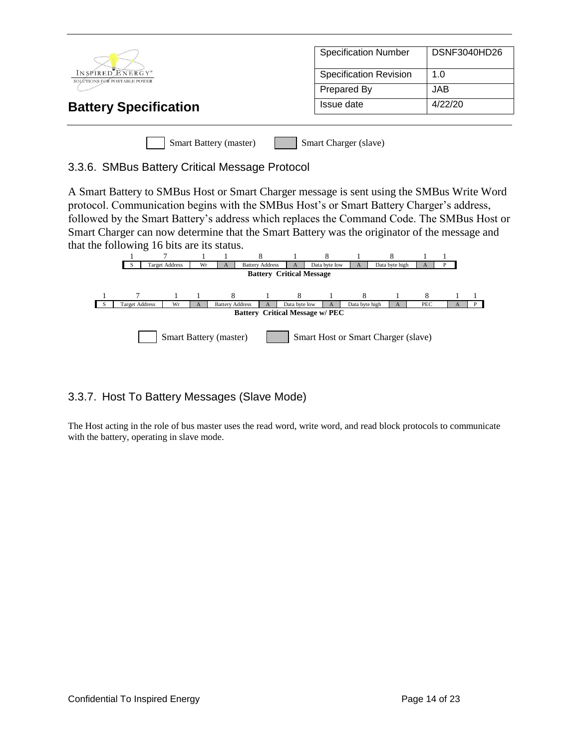Smart Battery (master) | Smart Charger (slave)

### 3.3.6. SMBus Battery Critical Message Protocol

A Smart Battery to SMBus Host or Smart Charger message is sent using the SMBus Write Word protocol. Communication begins with the SMBus Host's or Smart Battery Charger's address, followed by the Smart Battery's address which replaces the Command Code. The SMBus Host or Smart Charger can now determine that the Smart Battery was the originator of the message and that the following 16 bits are its status.

| 1 | 7 | 1 | 1 | 8 | 1 | 8 | 1 | 8 | 1 | 1 |
|---|---|---|---|---|---|---|---|---|---|---|
| S | Target Address | Wr | A | Battery Address | A | Data byte low | A | Data byte high | A | P |

**Battery Critical Message**

| 1 | 7 | 1 | 1 | 8 | 1 | 8 | 1 | 8 | 1 | 8 | 1 | 1 |
|---|---|---|---|---|---|---|---|---|---|---|---|---|
| S | Target Address | Wr | A | Battery Address | A | Data byte low | A | Data byte high | A | PEC | A | P |

**Battery Critical Message w/ PEC**

Smart Battery (master) | Smart Host or Smart Charger (slave)

### 3.3.7. Host To Battery Messages (Slave Mode)

The Host acting in the role of bus master uses the read word, write word, and read block protocols to communicate with the battery, operating in slave mode.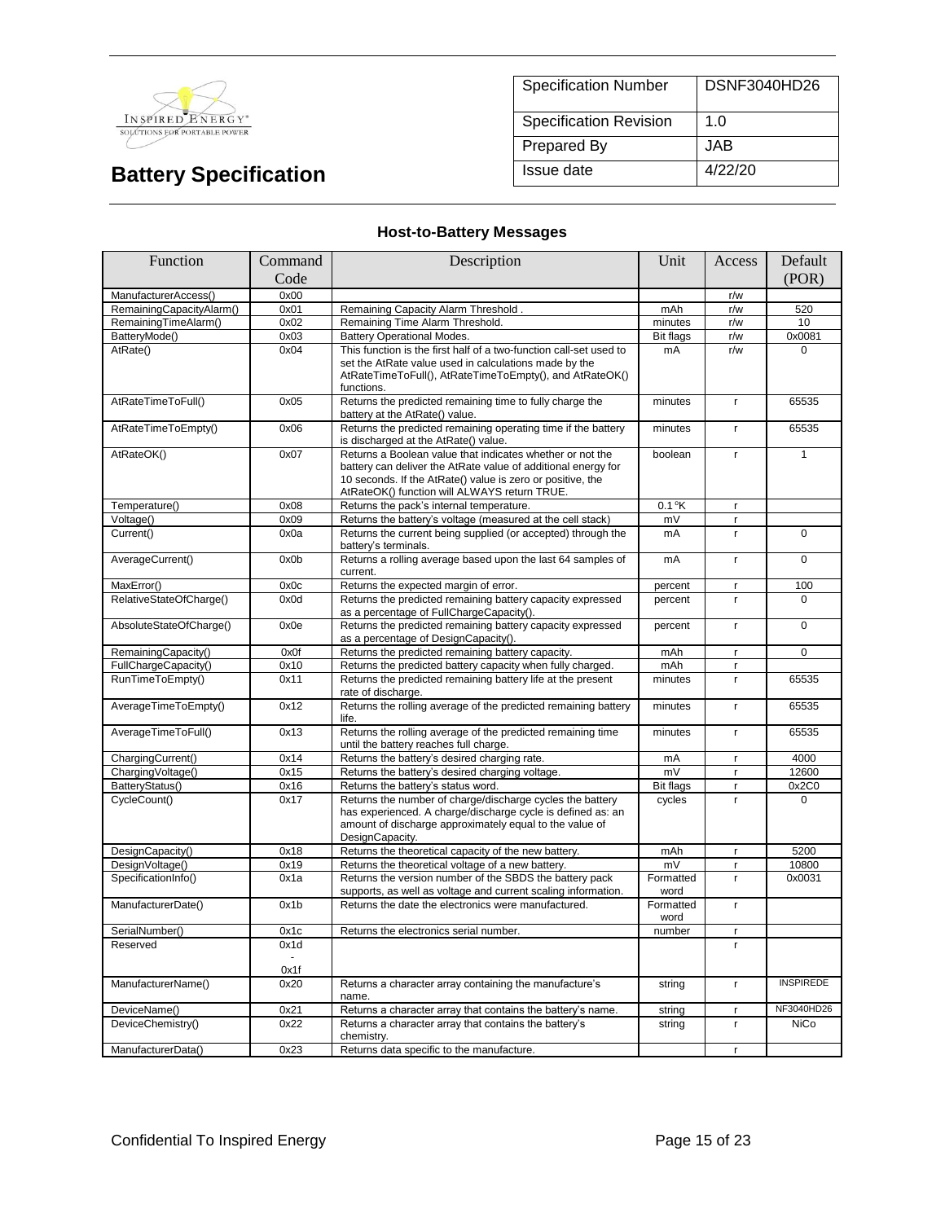| Specification Number | DSNF3040HD26 |
|---|---|
| Specification Revision | 1.0 |
| Prepared By | JAB |
| Issue date | 4/22/20 |

# Battery Specification

### Host-to-Battery Messages

| Function | Command Code | Description | Unit | Access | Default (POR) |
|---|---|---|---|---|---|
| ManufacturerAccess() | 0x00 | | | r/w | |
| RemainingCapacityAlarm() | 0x01 | Remaining Capacity Alarm Threshold . | mAh | r/w | 520 |
| RemainingTimeAlarm() | 0x02 | Remaining Time Alarm Threshold. | minutes | r/w | 10 |
| BatteryMode() | 0x03 | Battery Operational Modes. | Bit flags | r/w | 0x0081 |
| AtRate() | 0x04 | This function is the first half of a two-function call-set used to set the AtRate value used in calculations made by the AtRateTimeToFull(), AtRateTimeToEmpty(), and AtRateOK() functions. | mA | r/w | 0 |
| AtRateTimeToFull() | 0x05 | Returns the predicted remaining time to fully charge the battery at the AtRate() value. | minutes | r | 65535 |
| AtRateTimeToEmpty() | 0x06 | Returns the predicted remaining operating time if the battery is discharged at the AtRate() value. | minutes | r | 65535 |
| AtRateOK() | 0x07 | Returns a Boolean value that indicates whether or not the battery can deliver the AtRate value of additional energy for 10 seconds. If the AtRate() value is zero or positive, the AtRateOK() function will ALWAYS return TRUE. | boolean | r | 1 |
| Temperature() | 0x08 | Returns the pack's internal temperature. | 0.1 °K | r | |
| Voltage() | 0x09 | Returns the battery's voltage (measured at the cell stack) | mV | r | |
| Current() | 0x0a | Returns the current being supplied (or accepted) through the battery's terminals. | mA | r | 0 |
| AverageCurrent() | 0x0b | Returns a rolling average based upon the last 64 samples of current. | mA | r | 0 |
| MaxError() | 0x0c | Returns the expected margin of error. | percent | r | 100 |
| RelativeStateOfCharge() | 0x0d | Returns the predicted remaining battery capacity expressed as a percentage of FullChargeCapacity(). | percent | r | 0 |
| AbsoluteStateOfCharge() | 0x0e | Returns the predicted remaining battery capacity expressed as a percentage of DesignCapacity(). | percent | r | 0 |
| RemainingCapacity() | 0x0f | Returns the predicted remaining battery capacity. | mAh | r | 0 |
| FullChargeCapacity() | 0x10 | Returns the predicted battery capacity when fully charged. | mAh | r | |
| RunTimeToEmpty() | 0x11 | Returns the predicted remaining battery life at the present rate of discharge. | minutes | r | 65535 |
| AverageTimeToEmpty() | 0x12 | Returns the rolling average of the predicted remaining battery life. | minutes | r | 65535 |
| AverageTimeToFull() | 0x13 | Returns the rolling average of the predicted remaining time until the battery reaches full charge. | minutes | r | 65535 |
| ChargingCurrent() | 0x14 | Returns the battery's desired charging rate. | mA | r | 4000 |
| ChargingVoltage() | 0x15 | Returns the battery's desired charging voltage. | mV | r | 12600 |
| BatteryStatus() | 0x16 | Returns the battery's status word. | Bit flags | r | 0x2C0 |
| CycleCount() | 0x17 | Returns the number of charge/discharge cycles the battery has experienced. A charge/discharge cycle is defined as: an amount of discharge approximately equal to the value of DesignCapacity. | cycles | r | 0 |
| DesignCapacity() | 0x18 | Returns the theoretical capacity of the new battery. | mAh | r | 5200 |
| DesignVoltage() | 0x19 | Returns the theoretical voltage of a new battery. | mV | r | 10800 |
| SpecificationInfo() | 0x1a | Returns the version number of the SBDS the battery pack supports, as well as voltage and current scaling information. | Formatted word | r | 0x0031 |
| ManufacturerDate() | 0x1b | Returns the date the electronics were manufactured. | Formatted word | r | |
| SerialNumber() | 0x1c | Returns the electronics serial number. | number | r | |
| Reserved | 0x1d - 0x1f | | | r | |
| ManufacturerName() | 0x20 | Returns a character array containing the manufacture's name. | string | r | INSPIREDE |
| DeviceName() | 0x21 | Returns a character array that contains the battery's name. | string | r | NF3040HD26 |
| DeviceChemistry() | 0x22 | Returns a character array that contains the battery's chemistry. | string | r | NiCo |
| ManufacturerData() | 0x23 | Returns data specific to the manufacture. | | r | |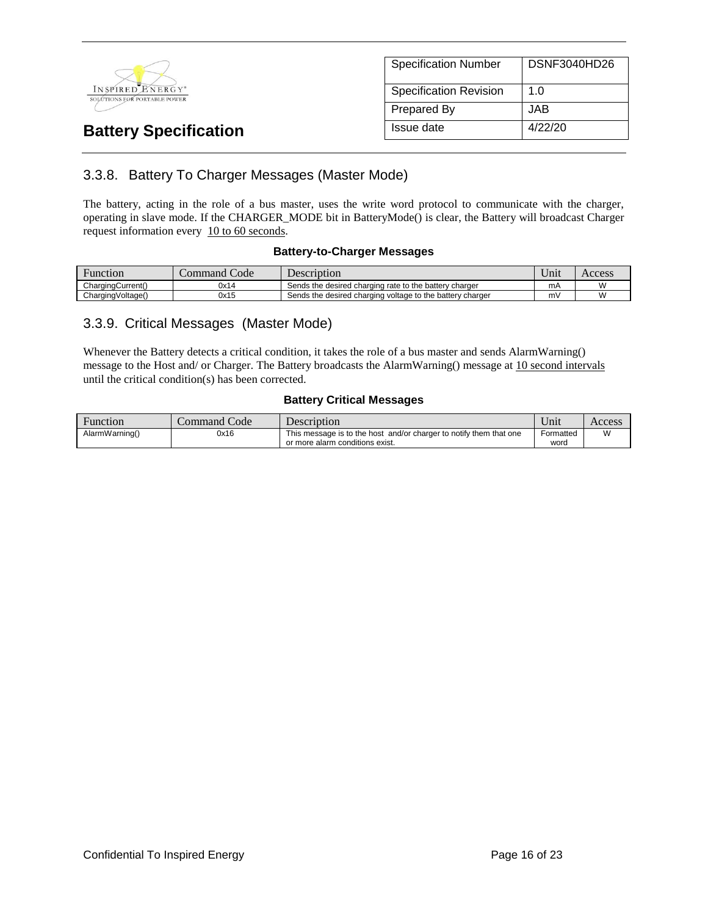### 3.3.8. Battery To Charger Messages (Master Mode)

The battery, acting in the role of a bus master, uses the write word protocol to communicate with the charger, operating in slave mode. If the CHARGER_MODE bit in BatteryMode() is clear, the Battery will broadcast Charger request information every 10 to 60 seconds.

**Battery-to-Charger Messages**

| Function | Command Code | Description | Unit | Access |
|---|---|---|---|---|
| ChargingCurrent() | 0x14 | Sends the desired charging rate to the battery charger | mA | W |
| ChargingVoltage() | 0x15 | Sends the desired charging voltage to the battery charger | mV | W |

### 3.3.9. Critical Messages (Master Mode)

Whenever the Battery detects a critical condition, it takes the role of a bus master and sends AlarmWarning() message to the Host and/ or Charger. The Battery broadcasts the AlarmWarning() message at 10 second intervals until the critical condition(s) has been corrected.

**Battery Critical Messages**

| Function | Command Code | Description | Unit | Access |
|---|---|---|---|---|
| AlarmWarning() | 0x16 | This message is to the host and/or charger to notify them that one or more alarm conditions exist. | Formatted word | W |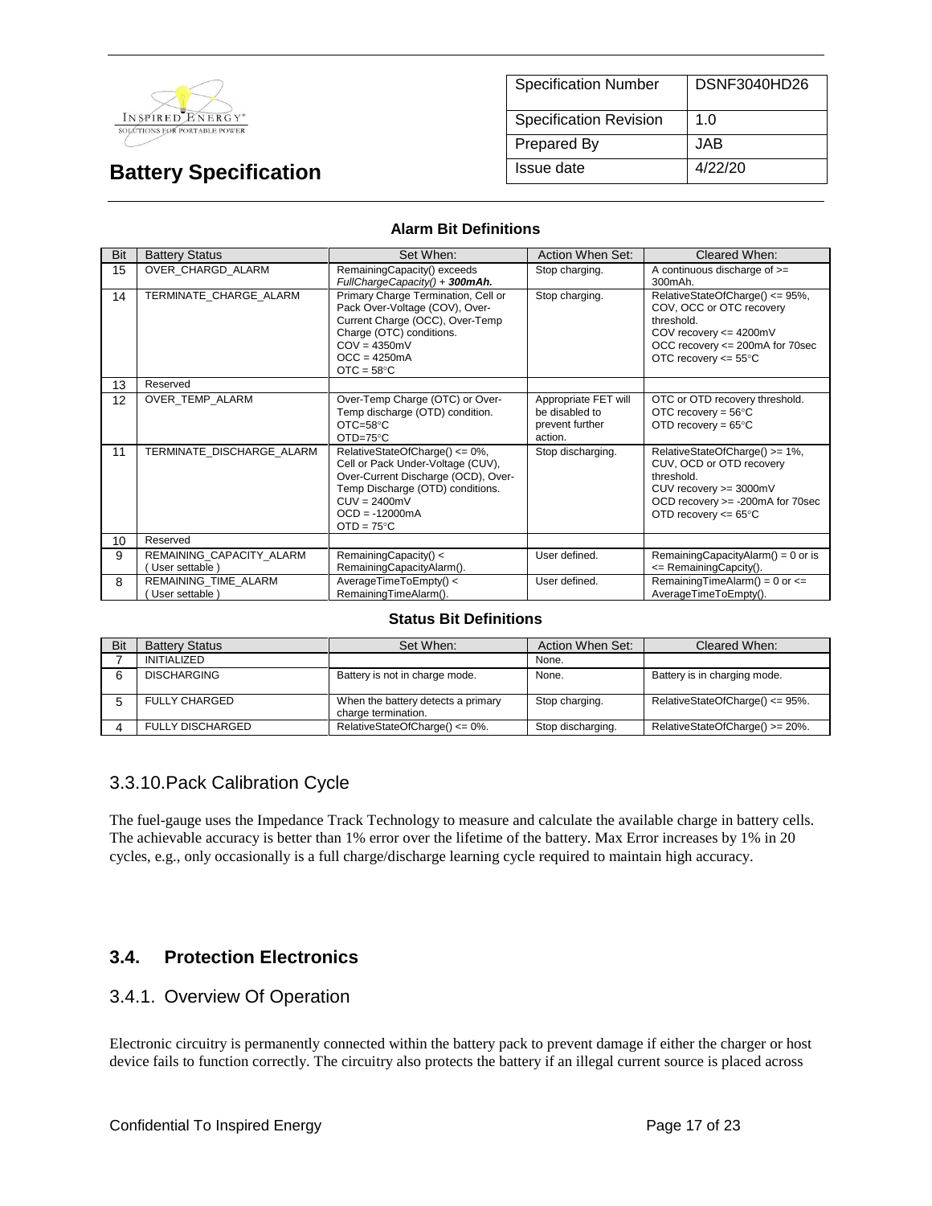**Alarm Bit Definitions**

| Bit | Battery Status | Set When: | Action When Set: | Cleared When: |
|---|---|---|---|---|
| 15 | OVER_CHARGD_ALARM | RemainingCapacity() exceeds *FullChargeCapacity() +* ***300mAh.*** | Stop charging. | A continuous discharge of >= 300mAh. |
| 14 | TERMINATE_CHARGE_ALARM | Primary Charge Termination, Cell or Pack Over-Voltage (COV), Over-Current Charge (OCC), Over-Temp Charge (OTC) conditions. COV = 4350mV OCC = 4250mA OTC = 58°C | Stop charging. | RelativeStateOfCharge() <= 95%, COV, OCC or OTC recovery threshold. COV recovery <= 4200mV OCC recovery <= 200mA for 70sec OTC recovery <= 55°C |
| 13 | Reserved | | | |
| 12 | OVER_TEMP_ALARM | Over-Temp Charge (OTC) or Over-Temp discharge (OTD) condition. OTC=58°C OTD=75°C | Appropriate FET will be disabled to prevent further action. | OTC or OTD recovery threshold. OTC recovery = 56°C OTD recovery = 65°C |
| 11 | TERMINATE_DISCHARGE_ALARM | RelativeStateOfCharge() <= 0%, Cell or Pack Under-Voltage (CUV), Over-Current Discharge (OCD), Over-Temp Discharge (OTD) conditions. CUV = 2400mV OCD = -12000mA OTD = 75°C | Stop discharging. | RelativeStateOfCharge() >= 1%, CUV, OCD or OTD recovery threshold. CUV recovery >= 3000mV OCD recovery >= -200mA for 70sec OTD recovery <= 65°C |
| 10 | Reserved | | | |
| 9 | REMAINING_CAPACITY_ALARM ( User settable ) | RemainingCapacity() < RemainingCapacityAlarm(). | User defined. | RemainingCapacityAlarm() = 0 or is <= RemainingCapcity(). |
| 8 | REMAINING_TIME_ALARM ( User settable ) | AverageTimeToEmpty() < RemainingTimeAlarm(). | User defined. | RemainingTimeAlarm() = 0 or <= AverageTimeToEmpty(). |

**Status Bit Definitions**

| Bit | Battery Status | Set When: | Action When Set: | Cleared When: |
|---|---|---|---|---|
| 7 | INITIALIZED | | None. | |
| 6 | DISCHARGING | Battery is not in charge mode. | None. | Battery is in charging mode. |
| 5 | FULLY CHARGED | When the battery detects a primary charge termination. | Stop charging. | RelativeStateOfCharge() <= 95%. |
| 4 | FULLY DISCHARGED | RelativeStateOfCharge() <= 0%. | Stop discharging. | RelativeStateOfCharge() >= 20%. |

### 3.3.10. Pack Calibration Cycle

The fuel-gauge uses the Impedance Track Technology to measure and calculate the available charge in battery cells. The achievable accuracy is better than 1% error over the lifetime of the battery. Max Error increases by 1% in 20 cycles, e.g., only occasionally is a full charge/discharge learning cycle required to maintain high accuracy.

## 3.4. Protection Electronics

### 3.4.1. Overview Of Operation

Electronic circuitry is permanently connected within the battery pack to prevent damage if either the charger or host device fails to function correctly. The circuitry also protects the battery if an illegal current source is placed across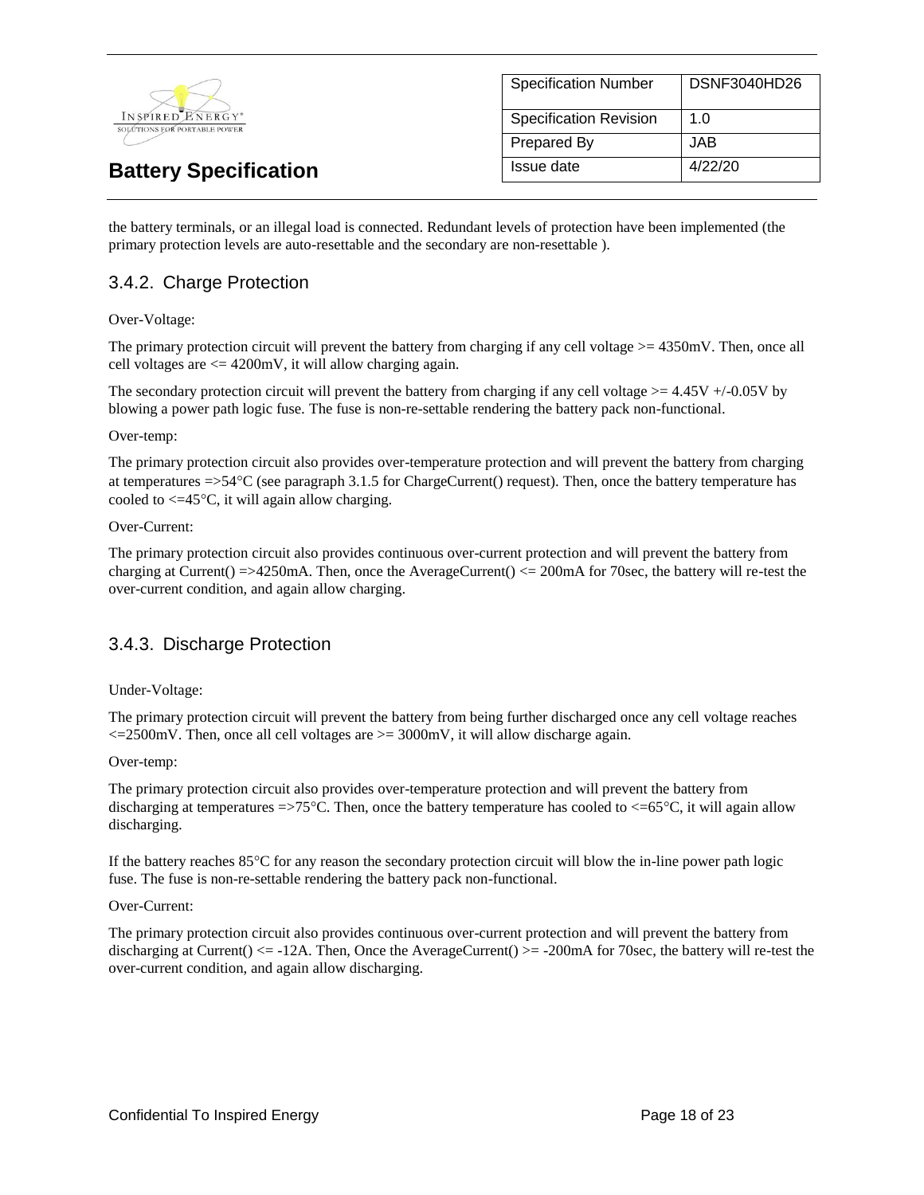the battery terminals, or an illegal load is connected. Redundant levels of protection have been implemented (the primary protection levels are auto-resettable and the secondary are non-resettable ).

### 3.4.2. Charge Protection

Over-Voltage:

The primary protection circuit will prevent the battery from charging if any cell voltage >= 4350mV. Then, once all cell voltages are <= 4200mV, it will allow charging again.

The secondary protection circuit will prevent the battery from charging if any cell voltage >= 4.45V +/-0.05V by blowing a power path logic fuse. The fuse is non-re-settable rendering the battery pack non-functional.

Over-temp:

The primary protection circuit also provides over-temperature protection and will prevent the battery from charging at temperatures =>54°C (see paragraph 3.1.5 for ChargeCurrent() request). Then, once the battery temperature has cooled to <=45°C, it will again allow charging.

Over-Current:

The primary protection circuit also provides continuous over-current protection and will prevent the battery from charging at Current() =>4250mA. Then, once the AverageCurrent() <= 200mA for 70sec, the battery will re-test the over-current condition, and again allow charging.

### 3.4.3. Discharge Protection

Under-Voltage:

The primary protection circuit will prevent the battery from being further discharged once any cell voltage reaches <=2500mV. Then, once all cell voltages are >= 3000mV, it will allow discharge again.

Over-temp:

The primary protection circuit also provides over-temperature protection and will prevent the battery from discharging at temperatures =>75°C. Then, once the battery temperature has cooled to <=65°C, it will again allow discharging.

If the battery reaches 85°C for any reason the secondary protection circuit will blow the in-line power path logic fuse. The fuse is non-re-settable rendering the battery pack non-functional.

Over-Current:

The primary protection circuit also provides continuous over-current protection and will prevent the battery from discharging at Current() <= -12A. Then, Once the AverageCurrent() >= -200mA for 70sec, the battery will re-test the over-current condition, and again allow discharging.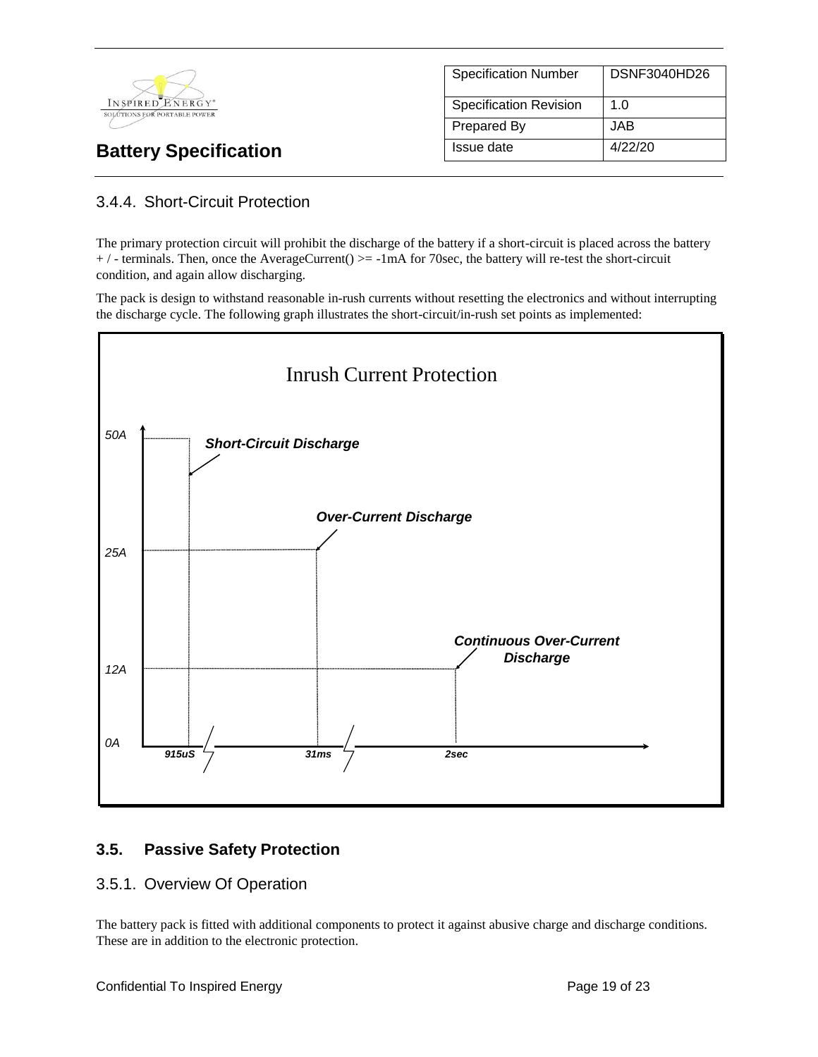### 3.4.4. Short-Circuit Protection

The primary protection circuit will prohibit the discharge of the battery if a short-circuit is placed across the battery + / - terminals. Then, once the AverageCurrent() >= -1mA for 70sec, the battery will re-test the short-circuit condition, and again allow discharging.

The pack is design to withstand reasonable in-rush currents without resetting the electronics and without interrupting the discharge cycle. The following graph illustrates the short-circuit/in-rush set points as implemented:

Inrush Current Protection

*Short-Circuit Discharge*

*Over-Current Discharge*

*Continuous Over-Current Discharge*

50A

25A

12A

0A

915uS 31ms 2sec

## 3.5. Passive Safety Protection

### 3.5.1. Overview Of Operation

The battery pack is fitted with additional components to protect it against abusive charge and discharge conditions. These are in addition to the electronic protection.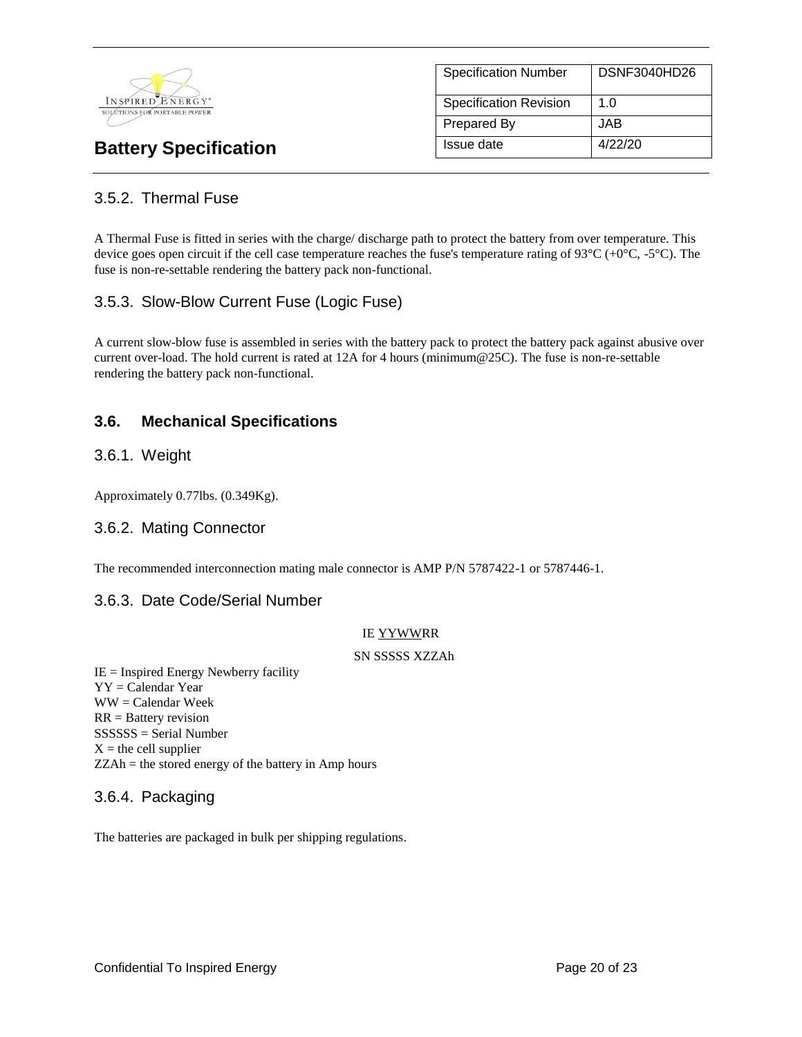### 3.5.2. Thermal Fuse

A Thermal Fuse is fitted in series with the charge/ discharge path to protect the battery from over temperature. This device goes open circuit if the cell case temperature reaches the fuse's temperature rating of 93°C (+0°C, -5°C). The fuse is non-re-settable rendering the battery pack non-functional.

### 3.5.3. Slow-Blow Current Fuse (Logic Fuse)

A current slow-blow fuse is assembled in series with the battery pack to protect the battery pack against abusive over current over-load. The hold current is rated at 12A for 4 hours (minimum@25C). The fuse is non-re-settable rendering the battery pack non-functional.

## 3.6. Mechanical Specifications

### 3.6.1. Weight

Approximately 0.77lbs. (0.349Kg).

### 3.6.2. Mating Connector

The recommended interconnection mating male connector is AMP P/N 5787422-1 or 5787446-1.

### 3.6.3. Date Code/Serial Number

IE YYWWRR

SN SSSSS XZZAh

IE = Inspired Energy Newberry facility
YY = Calendar Year
WW = Calendar Week
RR = Battery revision
SSSSSS = Serial Number
X = the cell supplier
ZZAh = the stored energy of the battery in Amp hours

### 3.6.4. Packaging

The batteries are packaged in bulk per shipping regulations.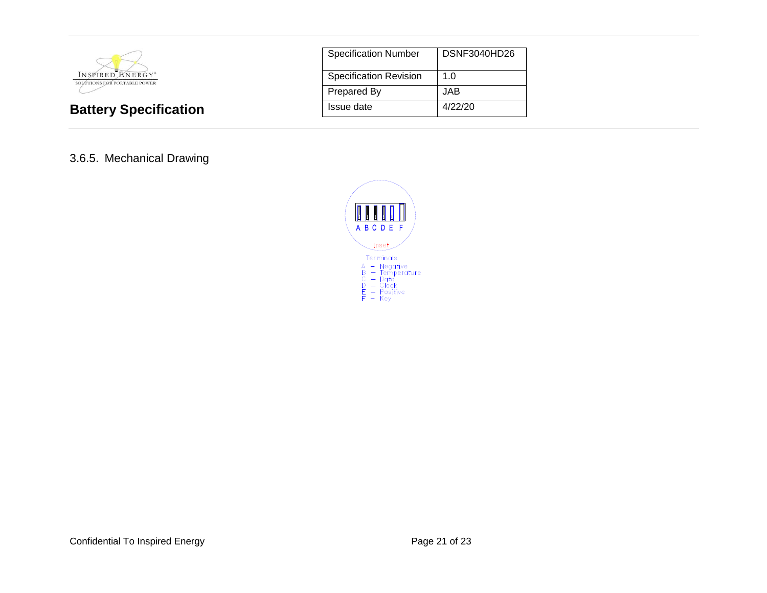## 3.6.5. Mechanical Drawing

A B C D E F

Inset

Terminals

A – Negative
B – Temperature
C – Data
D – Clock
E – Positive
F – Key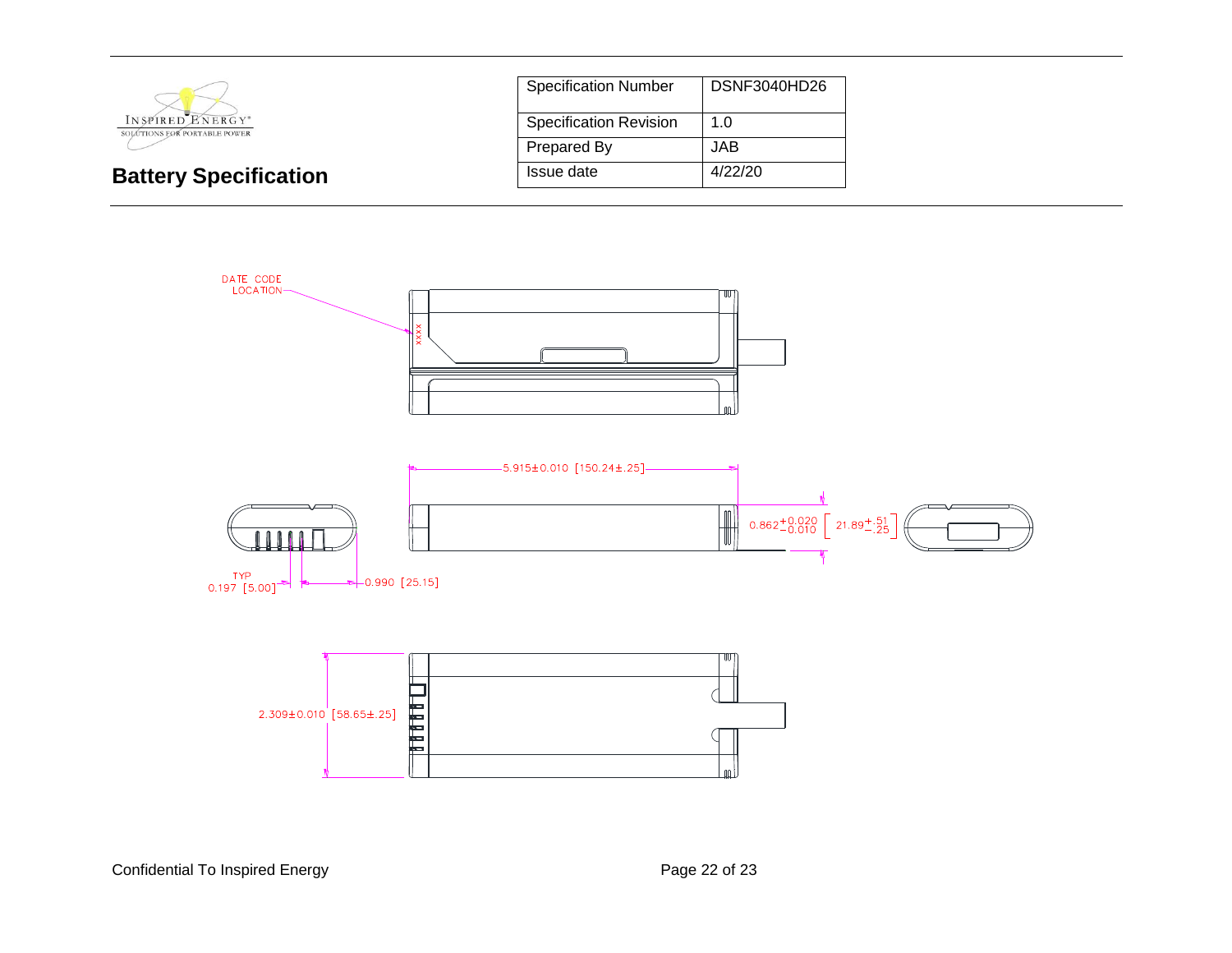**Battery Specification**

| Specification Number | DSNF3040HD26 |
|---|---|
| Specification Revision | 1.0 |
| Prepared By | JAB |
| Issue date | 4/22/20 |

DATE CODE LOCATION

XXXX

5.915±0.010 [150.24±.25]

$0.862^{+0.020}_{-0.010}$ [ $21.89^{+.51}_{-.25}$ ]

TYP 0.197 [5.00]

0.990 [25.15]

2.309±0.010 [58.65±.25]

Confidential To Inspired Energy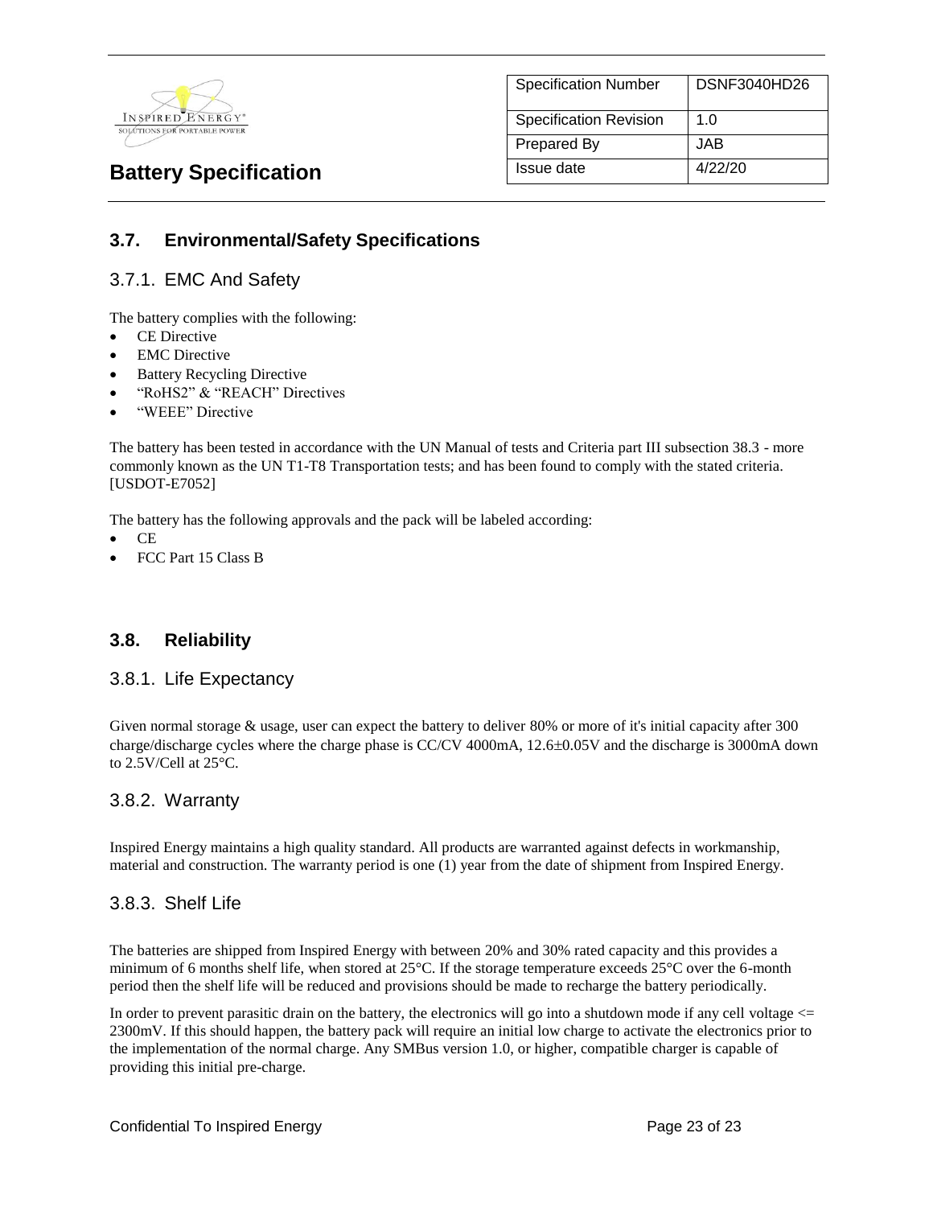### 3.7. Environmental/Safety Specifications

#### 3.7.1. EMC And Safety

The battery complies with the following:

- CE Directive
- EMC Directive
- Battery Recycling Directive
- “RoHS2” & “REACH” Directives
- “WEEE” Directive

The battery has been tested in accordance with the UN Manual of tests and Criteria part III subsection 38.3 - more commonly known as the UN T1-T8 Transportation tests; and has been found to comply with the stated criteria. [USDOT-E7052]

The battery has the following approvals and the pack will be labeled according:

- CE
- FCC Part 15 Class B

### 3.8. Reliability

#### 3.8.1. Life Expectancy

Given normal storage & usage, user can expect the battery to deliver 80% or more of it's initial capacity after 300 charge/discharge cycles where the charge phase is CC/CV 4000mA, 12.6±0.05V and the discharge is 3000mA down to 2.5V/Cell at 25°C.

#### 3.8.2. Warranty

Inspired Energy maintains a high quality standard. All products are warranted against defects in workmanship, material and construction. The warranty period is one (1) year from the date of shipment from Inspired Energy.

#### 3.8.3. Shelf Life

The batteries are shipped from Inspired Energy with between 20% and 30% rated capacity and this provides a minimum of 6 months shelf life, when stored at 25°C. If the storage temperature exceeds 25°C over the 6-month period then the shelf life will be reduced and provisions should be made to recharge the battery periodically.

In order to prevent parasitic drain on the battery, the electronics will go into a shutdown mode if any cell voltage <= 2300mV. If this should happen, the battery pack will require an initial low charge to activate the electronics prior to the implementation of the normal charge. Any SMBus version 1.0, or higher, compatible charger is capable of providing this initial pre-charge.